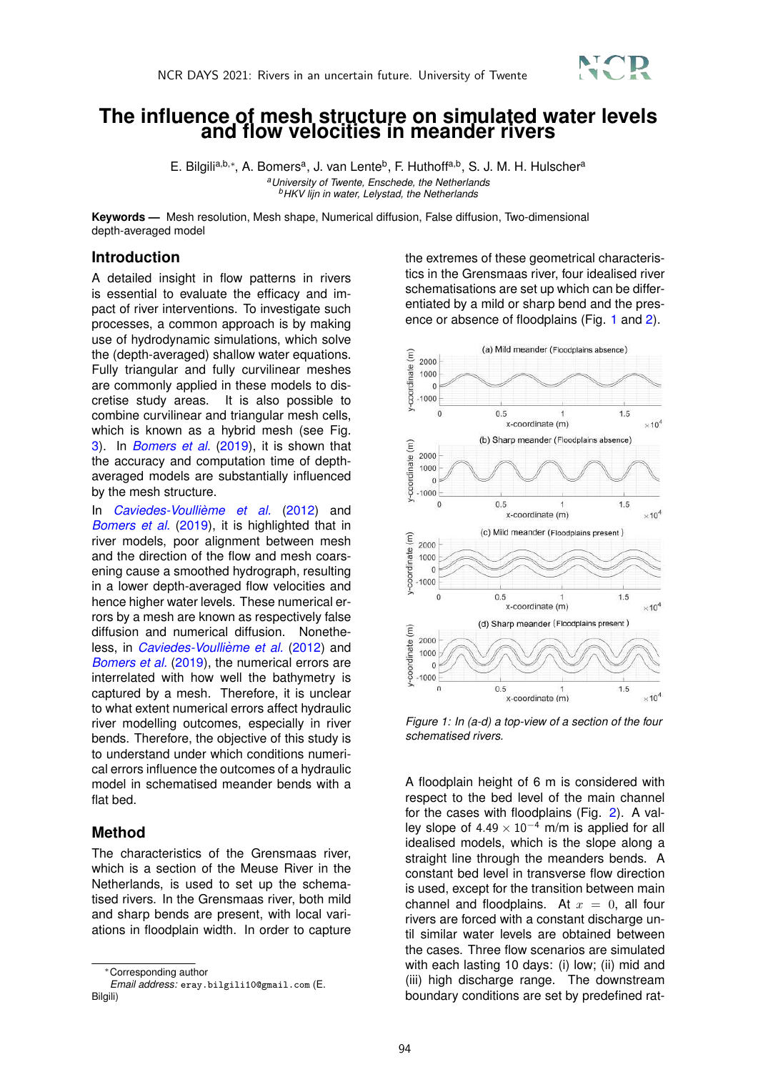# The influence of mesh structure on simulated water levels and flow velocities in meander rivers

E. Bilgili[a,b,*], A. Bomers[a], J. van Lente[b], F. Huthoff[a,b], S. J. M. H. Hulscher[a]

[a] *University of Twente, Enschede, the Netherlands*
[b] *HKV lijn in water, Lelystad, the Netherlands*

**Keywords —** Mesh resolution, Mesh shape, Numerical diffusion, False diffusion, Two-dimensional depth-averaged model

## Introduction

A detailed insight in flow patterns in rivers is essential to evaluate the efficacy and impact of river interventions. To investigate such processes, a common approach is by making use of hydrodynamic simulations, which solve the (depth-averaged) shallow water equations. Fully triangular and fully curvilinear meshes are commonly applied in these models to discretise study areas. It is also possible to combine curvilinear and triangular mesh cells, which is known as a hybrid mesh (see Fig. 3). In *Bomers et al.* (2019), it is shown that the accuracy and computation time of depth-averaged models are substantially influenced by the mesh structure.

In *Caviedes-Voullième et al.* (2012) and *Bomers et al.* (2019), it is highlighted that in river models, poor alignment between mesh and the direction of the flow and mesh coarsening cause a smoothed hydrograph, resulting in a lower depth-averaged flow velocities and hence higher water levels. These numerical errors by a mesh are known as respectively false diffusion and numerical diffusion. Nonetheless, in *Caviedes-Voullième et al.* (2012) and *Bomers et al.* (2019), the numerical errors are interrelated with how well the bathymetry is captured by a mesh. Therefore, it is unclear to what extent numerical errors affect hydraulic river modelling outcomes, especially in river bends. Therefore, the objective of this study is to understand under which conditions numerical errors influence the outcomes of a hydraulic model in schematised meander bends with a flat bed.

## Method

The characteristics of the Grensmaas river, which is a section of the Meuse River in the Netherlands, is used to set up the schematised rivers. In the Grensmaas river, both mild and sharp bends are present, with local variations in floodplain width. In order to capture the extremes of these geometrical characteristics in the Grensmaas river, four idealised river schematisations are set up which can be differentiated by a mild or sharp bend and the presence or absence of floodplains (Fig. 1 and 2).

*Figure 1: In (a-d) a top-view of a section of the four schematised rivers.*

A floodplain height of 6 m is considered with respect to the bed level of the main channel for the cases with floodplains (Fig. 2). A valley slope of $4.49 \times 10^{-4}$ m/m is applied for all idealised models, which is the slope along a straight line through the meanders bends. A constant bed level in transverse flow direction is used, except for the transition between main channel and floodplains. At $x = 0$, all four rivers are forced with a constant discharge until similar water levels are obtained between the cases. Three flow scenarios are simulated with each lasting 10 days: (i) low; (ii) mid and (iii) high discharge range. The downstream boundary conditions are set by predefined rat-

---

*Corresponding author
*Email address:* eray.bilgili10@gmail.com (E. Bilgili)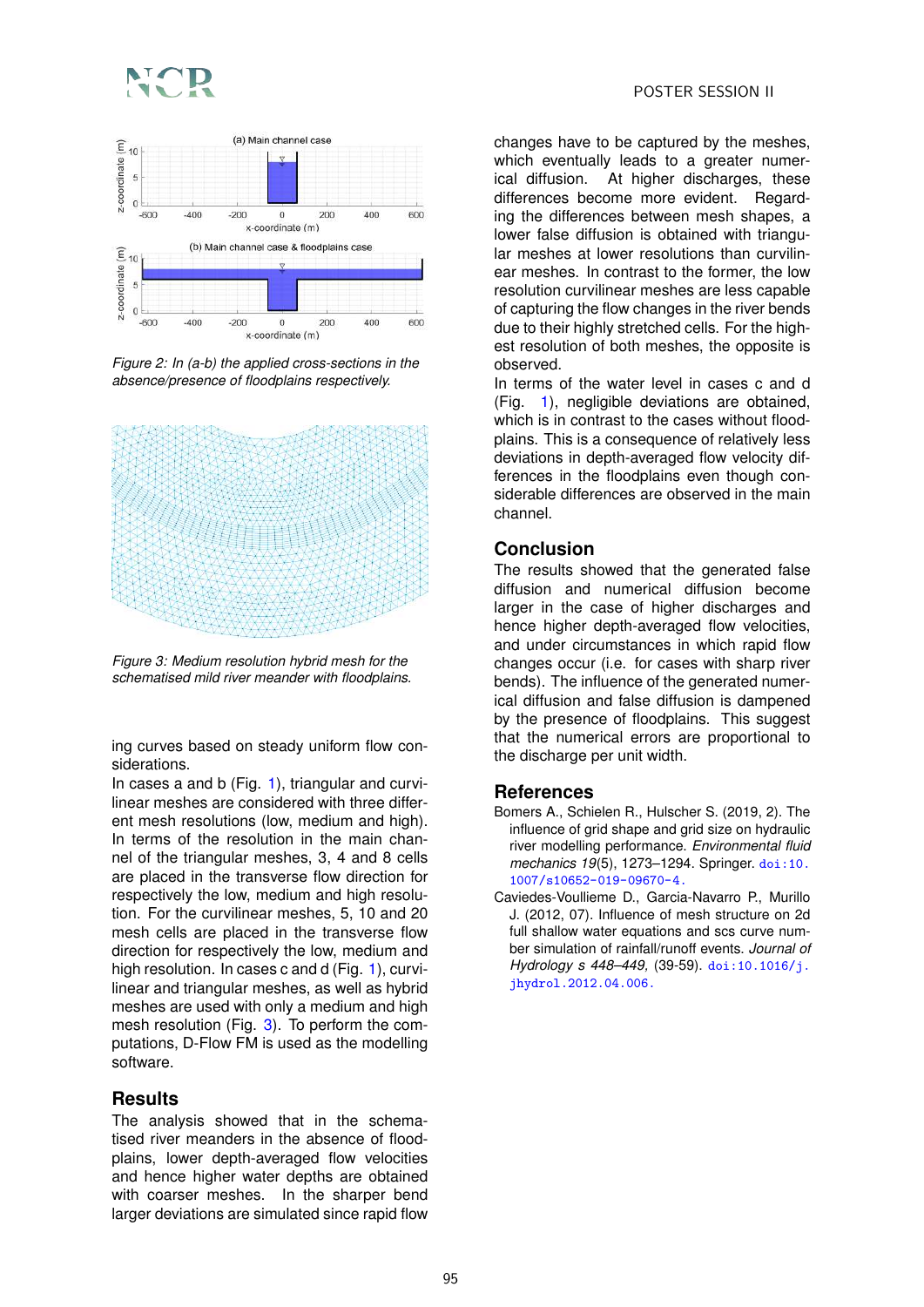(a) Main channel case

z-coordinate (m)

10

5

0

-600 -400 -200 0 200 400 600

x-coordinate (m)

(b) Main channel case & floodplains case

z-coordinate (m)

10

5

0

-600 -400 -200 0 200 400 600

x-coordinate (m)

*Figure 2: In (a-b) the applied cross-sections in the absence/presence of floodplains respectively.*

*Figure 3: Medium resolution hybrid mesh for the schematised mild river meander with floodplains.*

ing curves based on steady uniform flow considerations.

In cases a and b (Fig. 1), triangular and curvilinear meshes are considered with three different mesh resolutions (low, medium and high). In terms of the resolution in the main channel of the triangular meshes, 3, 4 and 8 cells are placed in the transverse flow direction for respectively the low, medium and high resolution. For the curvilinear meshes, 5, 10 and 20 mesh cells are placed in the transverse flow direction for respectively the low, medium and high resolution. In cases c and d (Fig. 1), curvilinear and triangular meshes, as well as hybrid meshes are used with only a medium and high mesh resolution (Fig. 3). To perform the computations, D-Flow FM is used as the modelling software.

## Results

The analysis showed that in the schematised river meanders in the absence of floodplains, lower depth-averaged flow velocities and hence higher water depths are obtained with coarser meshes. In the sharper bend larger deviations are simulated since rapid flow changes have to be captured by the meshes, which eventually leads to a greater numerical diffusion. At higher discharges, these differences become more evident. Regarding the differences between mesh shapes, a lower false diffusion is obtained with triangular meshes at lower resolutions than curvilinear meshes. In contrast to the former, the low resolution curvilinear meshes are less capable of capturing the flow changes in the river bends due to their highly stretched cells. For the highest resolution of both meshes, the opposite is observed.

In terms of the water level in cases c and d (Fig. 1), negligible deviations are obtained, which is in contrast to the cases without floodplains. This is a consequence of relatively less deviations in depth-averaged flow velocity differences in the floodplains even though considerable differences are observed in the main channel.

## Conclusion

The results showed that the generated false diffusion and numerical diffusion become larger in the case of higher discharges and hence higher depth-averaged flow velocities, and under circumstances in which rapid flow changes occur (i.e. for cases with sharp river bends). The influence of the generated numerical diffusion and false diffusion is dampened by the presence of floodplains. This suggest that the numerical errors are proportional to the discharge per unit width.

## References

Bomers A., Schielen R., Hulscher S. (2019, 2). The influence of grid shape and grid size on hydraulic river modelling performance. *Environmental fluid mechanics 19*(5), 1273–1294. Springer. doi:10.1007/s10652-019-09670-4.

Caviedes-Voullieme D., Garcia-Navarro P., Murillo J. (2012, 07). Influence of mesh structure on 2d full shallow water equations and scs curve number simulation of rainfall/runoff events. *Journal of Hydrology s 448–449,* (39-59). doi:10.1016/j.jhydrol.2012.04.006.